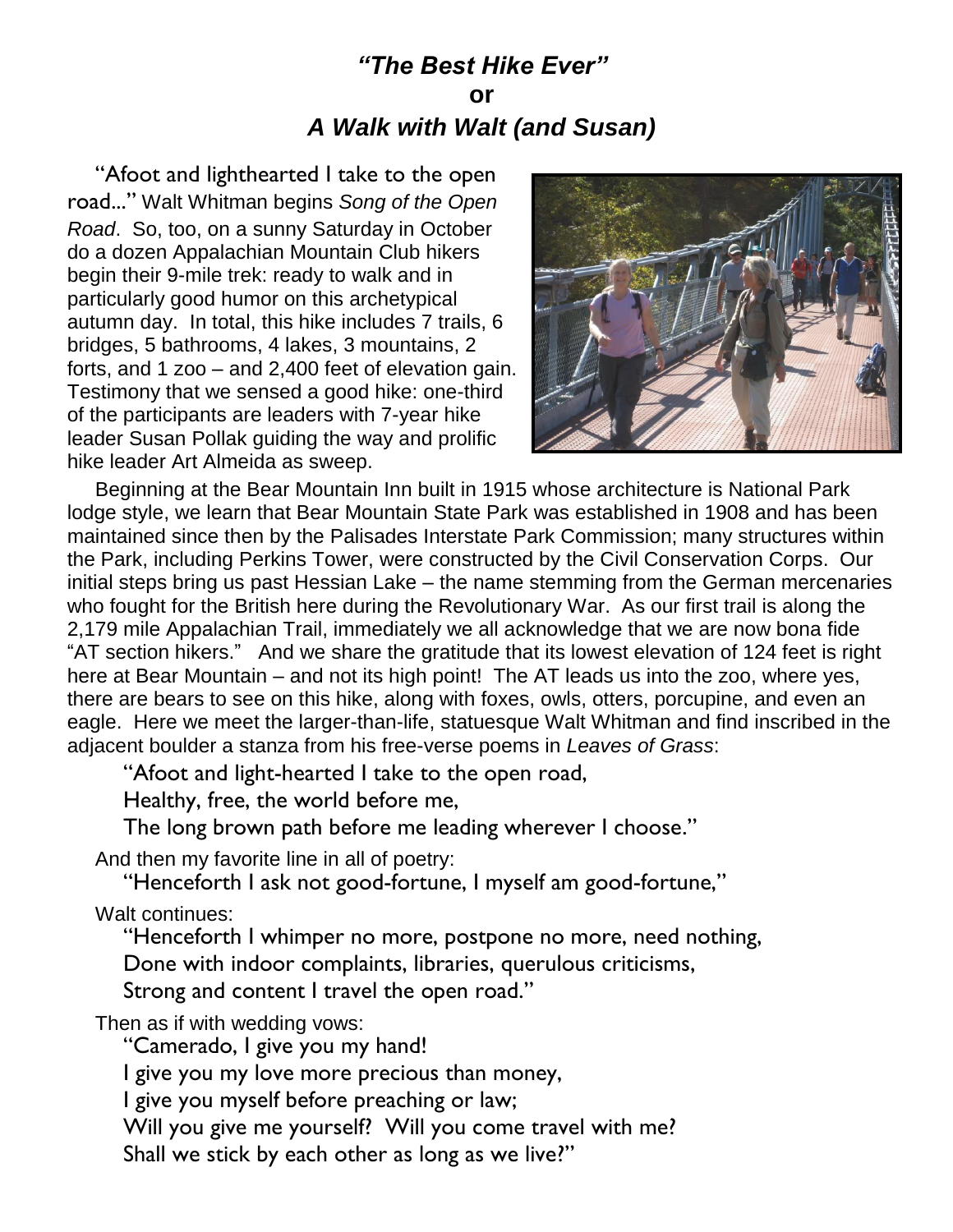# *"The Best Hike Ever"*
# or
# *A Walk with Walt (and Susan)*

"Afoot and lighthearted I take to the open road..." Walt Whitman begins *Song of the Open Road*. So, too, on a sunny Saturday in October do a dozen Appalachian Mountain Club hikers begin their 9-mile trek: ready to walk and in particularly good humor on this archetypical autumn day. In total, this hike includes 7 trails, 6 bridges, 5 bathrooms, 4 lakes, 3 mountains, 2 forts, and 1 zoo – and 2,400 feet of elevation gain. Testimony that we sensed a good hike: one-third of the participants are leaders with 7-year hike leader Susan Pollak guiding the way and prolific hike leader Art Almeida as sweep.

Beginning at the Bear Mountain Inn built in 1915 whose architecture is National Park lodge style, we learn that Bear Mountain State Park was established in 1908 and has been maintained since then by the Palisades Interstate Park Commission; many structures within the Park, including Perkins Tower, were constructed by the Civil Conservation Corps. Our initial steps bring us past Hessian Lake – the name stemming from the German mercenaries who fought for the British here during the Revolutionary War. As our first trail is along the 2,179 mile Appalachian Trail, immediately we all acknowledge that we are now bona fide "AT section hikers." And we share the gratitude that its lowest elevation of 124 feet is right here at Bear Mountain – and not its high point! The AT leads us into the zoo, where yes, there are bears to see on this hike, along with foxes, owls, otters, porcupine, and even an eagle. Here we meet the larger-than-life, statuesque Walt Whitman and find inscribed in the adjacent boulder a stanza from his free-verse poems in *Leaves of Grass*:

> "Afoot and light-hearted I take to the open road,
> Healthy, free, the world before me,
> The long brown path before me leading wherever I choose."

And then my favorite line in all of poetry:

> "Henceforth I ask not good-fortune, I myself am good-fortune,"

Walt continues:

> "Henceforth I whimper no more, postpone no more, need nothing,
> Done with indoor complaints, libraries, querulous criticisms,
> Strong and content I travel the open road."

Then as if with wedding vows:

> "Camerado, I give you my hand!
> I give you my love more precious than money,
> I give you myself before preaching or law;
> Will you give me yourself? Will you come travel with me?
> Shall we stick by each other as long as we live?"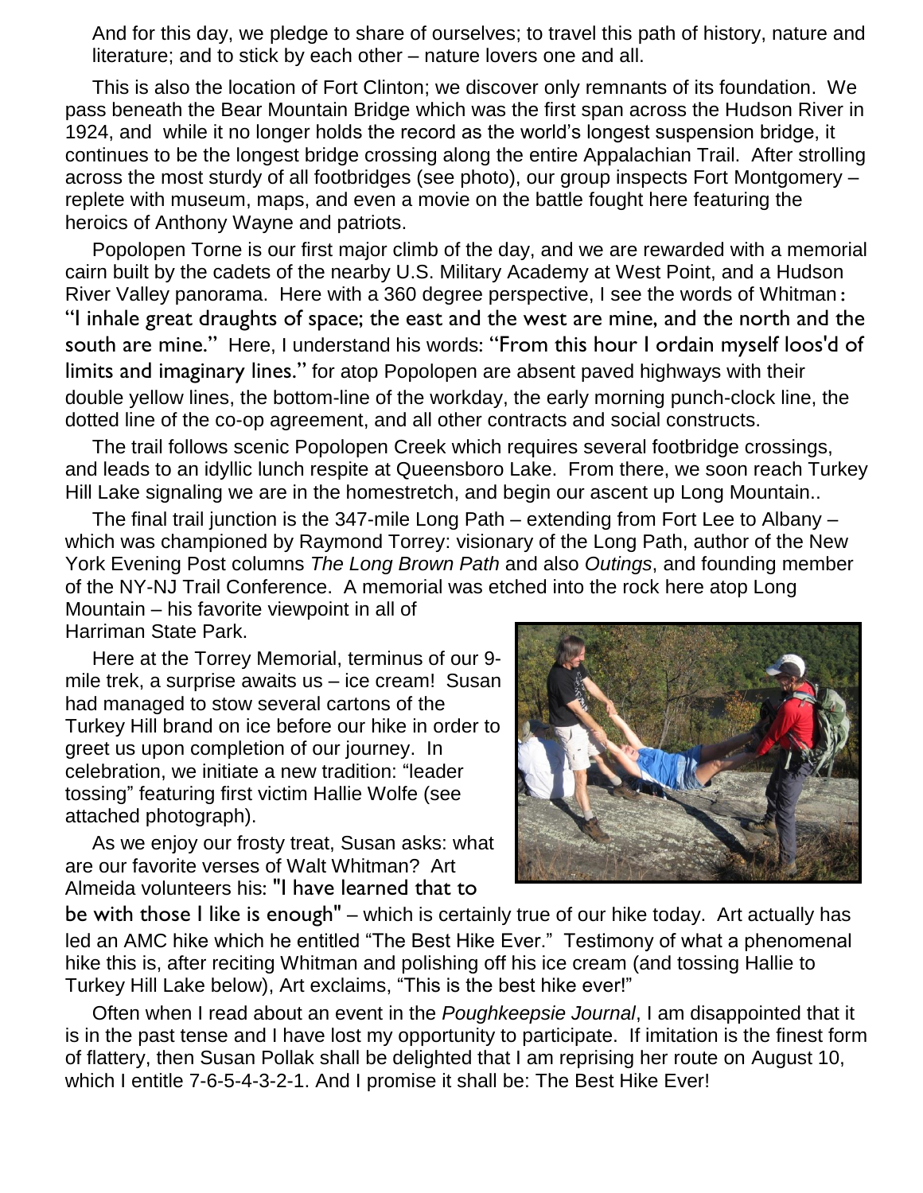And for this day, we pledge to share of ourselves; to travel this path of history, nature and literature; and to stick by each other – nature lovers one and all.

This is also the location of Fort Clinton; we discover only remnants of its foundation. We pass beneath the Bear Mountain Bridge which was the first span across the Hudson River in 1924, and while it no longer holds the record as the world's longest suspension bridge, it continues to be the longest bridge crossing along the entire Appalachian Trail. After strolling across the most sturdy of all footbridges (see photo), our group inspects Fort Montgomery – replete with museum, maps, and even a movie on the battle fought here featuring the heroics of Anthony Wayne and patriots.

Popolopen Torne is our first major climb of the day, and we are rewarded with a memorial cairn built by the cadets of the nearby U.S. Military Academy at West Point, and a Hudson River Valley panorama. Here with a 360 degree perspective, I see the words of Whitman: "I inhale great draughts of space; the east and the west are mine, and the north and the south are mine." Here, I understand his words: "From this hour I ordain myself loos'd of limits and imaginary lines." for atop Popolopen are absent paved highways with their double yellow lines, the bottom-line of the workday, the early morning punch-clock line, the dotted line of the co-op agreement, and all other contracts and social constructs.

The trail follows scenic Popolopen Creek which requires several footbridge crossings, and leads to an idyllic lunch respite at Queensboro Lake. From there, we soon reach Turkey Hill Lake signaling we are in the homestretch, and begin our ascent up Long Mountain..

The final trail junction is the 347-mile Long Path – extending from Fort Lee to Albany – which was championed by Raymond Torrey: visionary of the Long Path, author of the New York Evening Post columns *The Long Brown Path* and also *Outings*, and founding member of the NY-NJ Trail Conference. A memorial was etched into the rock here atop Long Mountain – his favorite viewpoint in all of Harriman State Park.

Here at the Torrey Memorial, terminus of our 9-mile trek, a surprise awaits us – ice cream! Susan had managed to stow several cartons of the Turkey Hill brand on ice before our hike in order to greet us upon completion of our journey. In celebration, we initiate a new tradition: "leader tossing" featuring first victim Hallie Wolfe (see attached photograph).

As we enjoy our frosty treat, Susan asks: what are our favorite verses of Walt Whitman? Art Almeida volunteers his: "I have learned that to be with those I like is enough" – which is certainly true of our hike today. Art actually has led an AMC hike which he entitled "The Best Hike Ever." Testimony of what a phenomenal hike this is, after reciting Whitman and polishing off his ice cream (and tossing Hallie to Turkey Hill Lake below), Art exclaims, "This is the best hike ever!"

Often when I read about an event in the *Poughkeepsie Journal*, I am disappointed that it is in the past tense and I have lost my opportunity to participate. If imitation is the finest form of flattery, then Susan Pollak shall be delighted that I am reprising her route on August 10, which I entitle 7-6-5-4-3-2-1. And I promise it shall be: The Best Hike Ever!